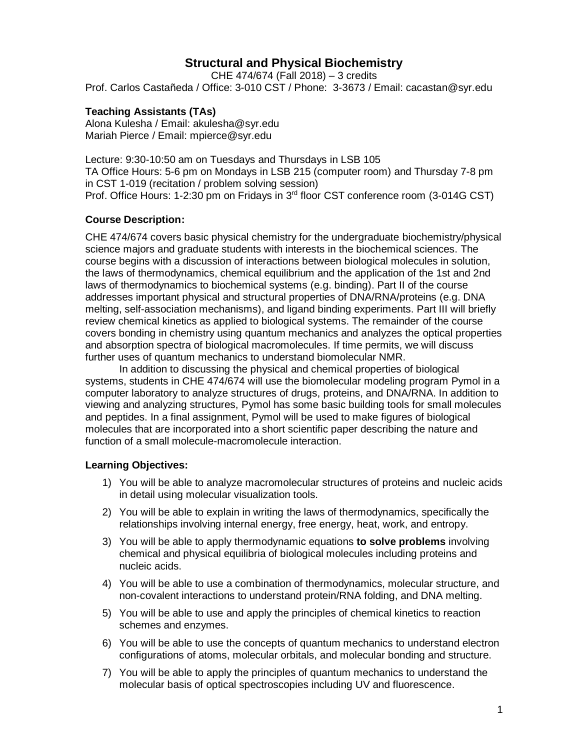# Structural and Physical Biochemistry

CHE 474/674 (Fall 2018) – 3 credits

Prof. Carlos Castañeda / Office: 3-010 CST / Phone: 3-3673 / Email: cacastan@syr.edu

**Teaching Assistants (TAs)**

Alona Kulesha / Email: akulesha@syr.edu
Mariah Pierce / Email: mpierce@syr.edu

Lecture: 9:30-10:50 am on Tuesdays and Thursdays in LSB 105
TA Office Hours: 5-6 pm on Mondays in LSB 215 (computer room) and Thursday 7-8 pm in CST 1-019 (recitation / problem solving session)
Prof. Office Hours: 1-2:30 pm on Fridays in 3rd floor CST conference room (3-014G CST)

## Course Description:

CHE 474/674 covers basic physical chemistry for the undergraduate biochemistry/physical science majors and graduate students with interests in the biochemical sciences. The course begins with a discussion of interactions between biological molecules in solution, the laws of thermodynamics, chemical equilibrium and the application of the 1st and 2nd laws of thermodynamics to biochemical systems (e.g. binding). Part II of the course addresses important physical and structural properties of DNA/RNA/proteins (e.g. DNA melting, self-association mechanisms), and ligand binding experiments. Part III will briefly review chemical kinetics as applied to biological systems. The remainder of the course covers bonding in chemistry using quantum mechanics and analyzes the optical properties and absorption spectra of biological macromolecules. If time permits, we will discuss further uses of quantum mechanics to understand biomolecular NMR.

In addition to discussing the physical and chemical properties of biological systems, students in CHE 474/674 will use the biomolecular modeling program Pymol in a computer laboratory to analyze structures of drugs, proteins, and DNA/RNA. In addition to viewing and analyzing structures, Pymol has some basic building tools for small molecules and peptides. In a final assignment, Pymol will be used to make figures of biological molecules that are incorporated into a short scientific paper describing the nature and function of a small molecule-macromolecule interaction.

## Learning Objectives:

1) You will be able to analyze macromolecular structures of proteins and nucleic acids in detail using molecular visualization tools.
2) You will be able to explain in writing the laws of thermodynamics, specifically the relationships involving internal energy, free energy, heat, work, and entropy.
3) You will be able to apply thermodynamic equations **to solve problems** involving chemical and physical equilibria of biological molecules including proteins and nucleic acids.
4) You will be able to use a combination of thermodynamics, molecular structure, and non-covalent interactions to understand protein/RNA folding, and DNA melting.
5) You will be able to use and apply the principles of chemical kinetics to reaction schemes and enzymes.
6) You will be able to use the concepts of quantum mechanics to understand electron configurations of atoms, molecular orbitals, and molecular bonding and structure.
7) You will be able to apply the principles of quantum mechanics to understand the molecular basis of optical spectroscopies including UV and fluorescence.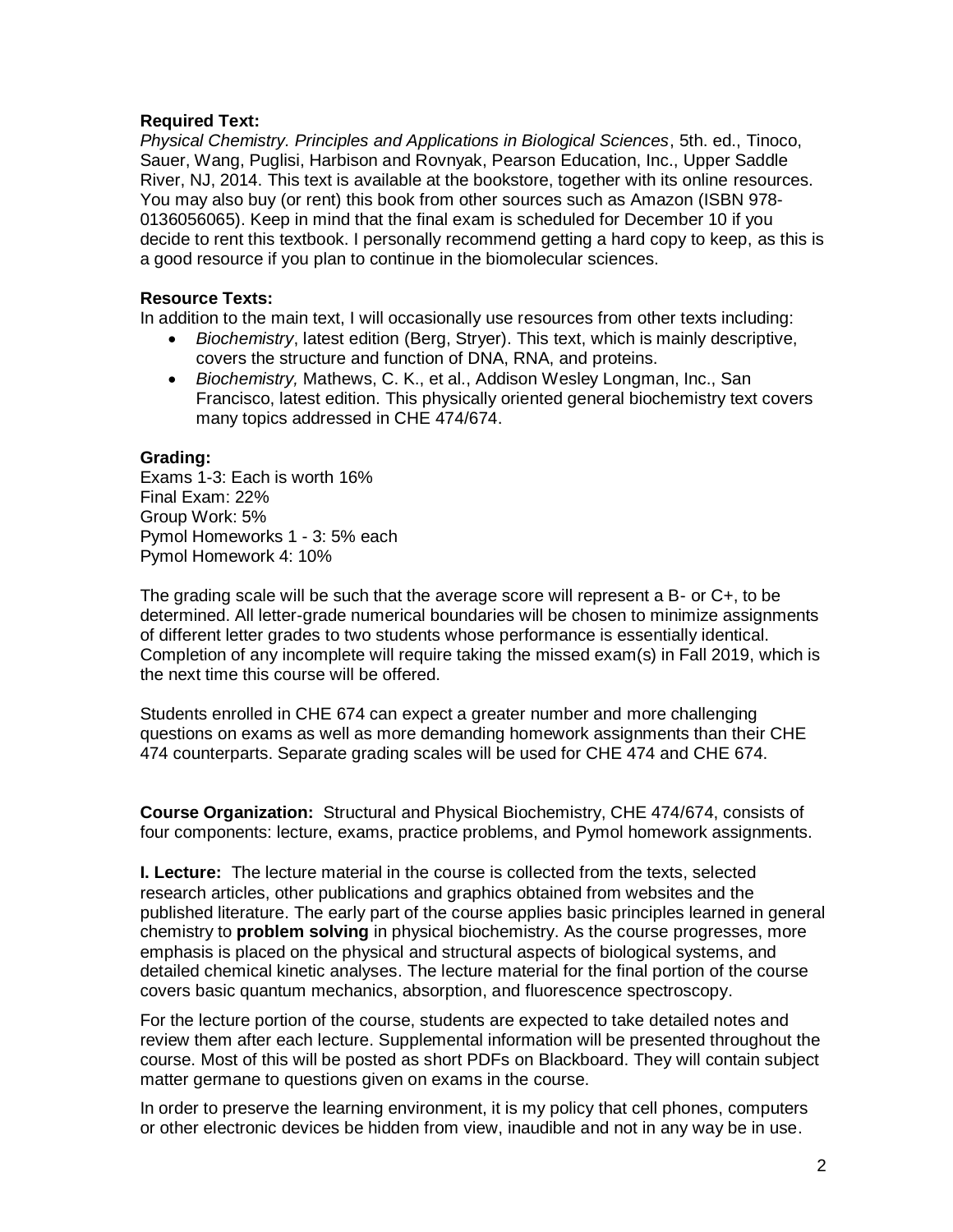**Required Text:**
*Physical Chemistry. Principles and Applications in Biological Sciences*, 5th. ed., Tinoco, Sauer, Wang, Puglisi, Harbison and Rovnyak, Pearson Education, Inc., Upper Saddle River, NJ, 2014. This text is available at the bookstore, together with its online resources. You may also buy (or rent) this book from other sources such as Amazon (ISBN 978-0136056065). Keep in mind that the final exam is scheduled for December 10 if you decide to rent this textbook. I personally recommend getting a hard copy to keep, as this is a good resource if you plan to continue in the biomolecular sciences.

**Resource Texts:**
In addition to the main text, I will occasionally use resources from other texts including:

- *Biochemistry*, latest edition (Berg, Stryer). This text, which is mainly descriptive, covers the structure and function of DNA, RNA, and proteins.
- *Biochemistry,* Mathews, C. K., et al., Addison Wesley Longman, Inc., San Francisco, latest edition. This physically oriented general biochemistry text covers many topics addressed in CHE 474/674.

**Grading:**
Exams 1-3: Each is worth 16%
Final Exam: 22%
Group Work: 5%
Pymol Homeworks 1 - 3: 5% each
Pymol Homework 4: 10%

The grading scale will be such that the average score will represent a B- or C+, to be determined. All letter-grade numerical boundaries will be chosen to minimize assignments of different letter grades to two students whose performance is essentially identical. Completion of any incomplete will require taking the missed exam(s) in Fall 2019, which is the next time this course will be offered.

Students enrolled in CHE 674 can expect a greater number and more challenging questions on exams as well as more demanding homework assignments than their CHE 474 counterparts. Separate grading scales will be used for CHE 474 and CHE 674.

**Course Organization:** Structural and Physical Biochemistry, CHE 474/674, consists of four components: lecture, exams, practice problems, and Pymol homework assignments.

**I. Lecture:** The lecture material in the course is collected from the texts, selected research articles, other publications and graphics obtained from websites and the published literature. The early part of the course applies basic principles learned in general chemistry to **problem solving** in physical biochemistry. As the course progresses, more emphasis is placed on the physical and structural aspects of biological systems, and detailed chemical kinetic analyses. The lecture material for the final portion of the course covers basic quantum mechanics, absorption, and fluorescence spectroscopy.

For the lecture portion of the course, students are expected to take detailed notes and review them after each lecture. Supplemental information will be presented throughout the course. Most of this will be posted as short PDFs on Blackboard. They will contain subject matter germane to questions given on exams in the course.

In order to preserve the learning environment, it is my policy that cell phones, computers or other electronic devices be hidden from view, inaudible and not in any way be in use.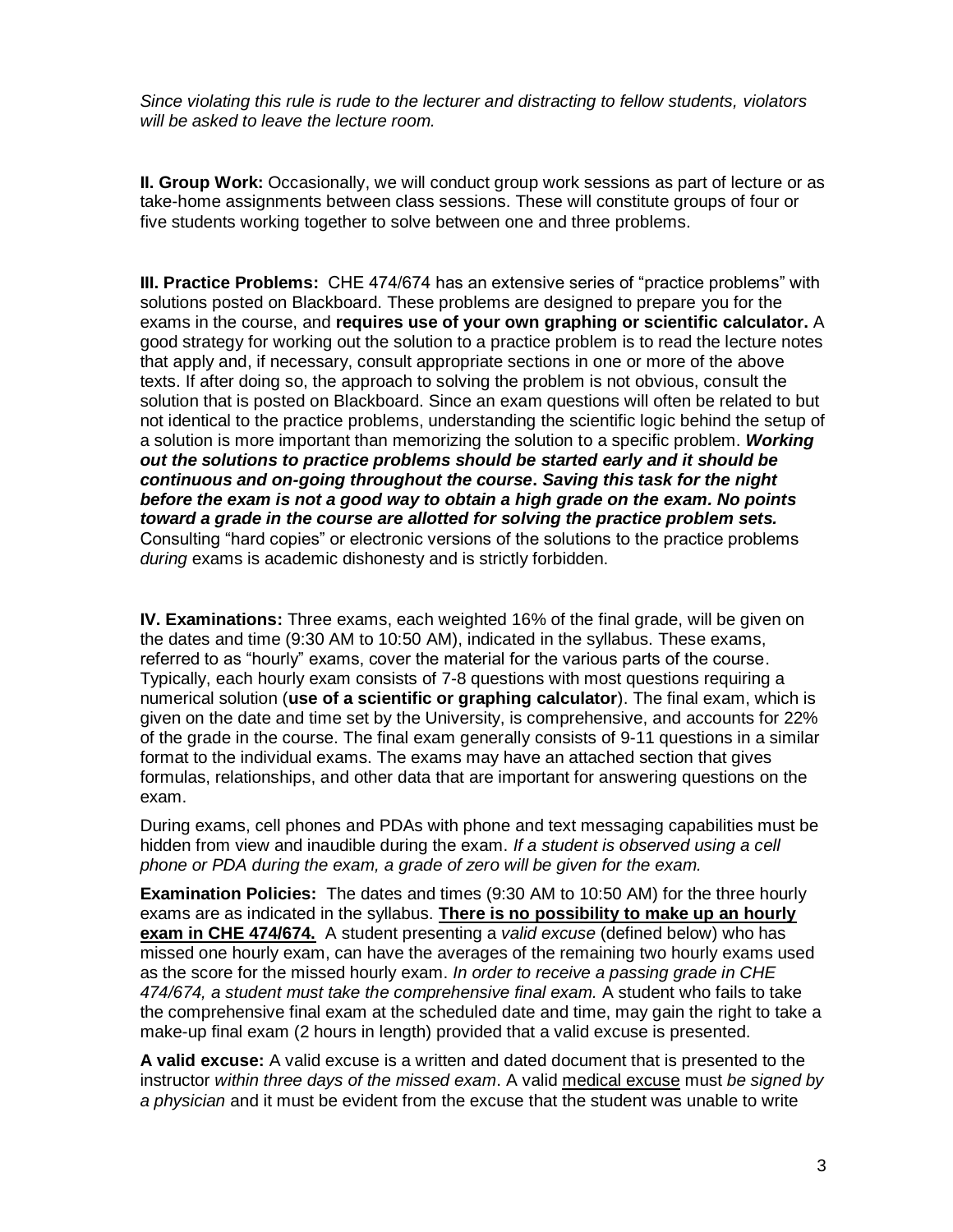*Since violating this rule is rude to the lecturer and distracting to fellow students, violators will be asked to leave the lecture room.*

**II. Group Work:** Occasionally, we will conduct group work sessions as part of lecture or as take-home assignments between class sessions. These will constitute groups of four or five students working together to solve between one and three problems.

**III. Practice Problems:** CHE 474/674 has an extensive series of "practice problems" with solutions posted on Blackboard. These problems are designed to prepare you for the exams in the course, and **requires use of your own graphing or scientific calculator.** A good strategy for working out the solution to a practice problem is to read the lecture notes that apply and, if necessary, consult appropriate sections in one or more of the above texts. If after doing so, the approach to solving the problem is not obvious, consult the solution that is posted on Blackboard. Since an exam questions will often be related to but not identical to the practice problems, understanding the scientific logic behind the setup of a solution is more important than memorizing the solution to a specific problem. ***Working out the solutions to practice problems should be started early and it should be continuous and on-going throughout the course. Saving this task for the night before the exam is not a good way to obtain a high grade on the exam. No points toward a grade in the course are allotted for solving the practice problem sets.*** Consulting "hard copies" or electronic versions of the solutions to the practice problems *during* exams is academic dishonesty and is strictly forbidden.

**IV. Examinations:** Three exams, each weighted 16% of the final grade, will be given on the dates and time (9:30 AM to 10:50 AM), indicated in the syllabus. These exams, referred to as "hourly" exams, cover the material for the various parts of the course. Typically, each hourly exam consists of 7-8 questions with most questions requiring a numerical solution (**use of a scientific or graphing calculator**). The final exam, which is given on the date and time set by the University, is comprehensive, and accounts for 22% of the grade in the course. The final exam generally consists of 9-11 questions in a similar format to the individual exams. The exams may have an attached section that gives formulas, relationships, and other data that are important for answering questions on the exam.

During exams, cell phones and PDAs with phone and text messaging capabilities must be hidden from view and inaudible during the exam. *If a student is observed using a cell phone or PDA during the exam, a grade of zero will be given for the exam.*

**Examination Policies:** The dates and times (9:30 AM to 10:50 AM) for the three hourly exams are as indicated in the syllabus. **There is no possibility to make up an hourly exam in CHE 474/674.** A student presenting a *valid excuse* (defined below) who has missed one hourly exam, can have the averages of the remaining two hourly exams used as the score for the missed hourly exam. *In order to receive a passing grade in CHE 474/674, a student must take the comprehensive final exam.* A student who fails to take the comprehensive final exam at the scheduled date and time, may gain the right to take a make-up final exam (2 hours in length) provided that a valid excuse is presented.

**A valid excuse:** A valid excuse is a written and dated document that is presented to the instructor *within three days of the missed exam*. A valid medical excuse must *be signed by a physician* and it must be evident from the excuse that the student was unable to write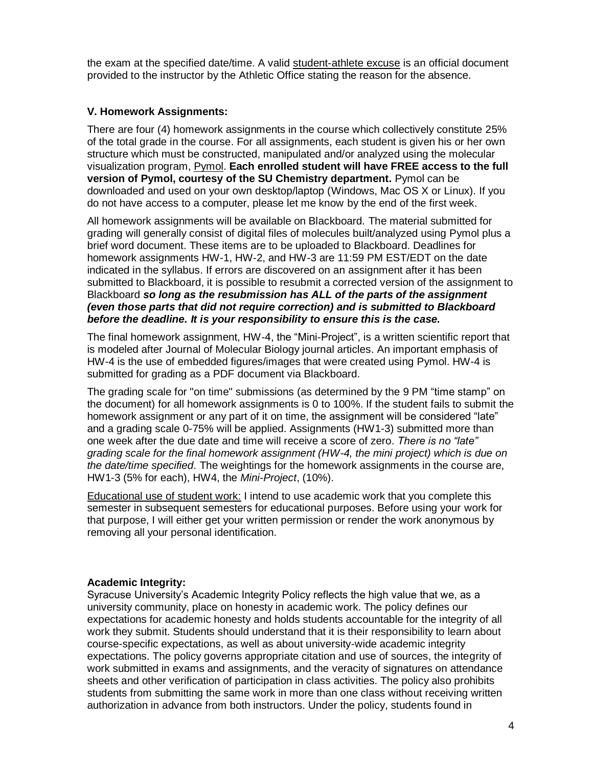the exam at the specified date/time. A valid student-athlete excuse is an official document provided to the instructor by the Athletic Office stating the reason for the absence.

### V. Homework Assignments:

There are four (4) homework assignments in the course which collectively constitute 25% of the total grade in the course. For all assignments, each student is given his or her own structure which must be constructed, manipulated and/or analyzed using the molecular visualization program, Pymol. **Each enrolled student will have FREE access to the full version of Pymol, courtesy of the SU Chemistry department.** Pymol can be downloaded and used on your own desktop/laptop (Windows, Mac OS X or Linux). If you do not have access to a computer, please let me know by the end of the first week.

All homework assignments will be available on Blackboard. The material submitted for grading will generally consist of digital files of molecules built/analyzed using Pymol plus a brief word document. These items are to be uploaded to Blackboard. Deadlines for homework assignments HW-1, HW-2, and HW-3 are 11:59 PM EST/EDT on the date indicated in the syllabus. If errors are discovered on an assignment after it has been submitted to Blackboard, it is possible to resubmit a corrected version of the assignment to Blackboard ***so long as the resubmission has ALL of the parts of the assignment (even those parts that did not require correction) and is submitted to Blackboard before the deadline. It is your responsibility to ensure this is the case.***

The final homework assignment, HW-4, the "Mini-Project", is a written scientific report that is modeled after Journal of Molecular Biology journal articles. An important emphasis of HW-4 is the use of embedded figures/images that were created using Pymol. HW-4 is submitted for grading as a PDF document via Blackboard.

The grading scale for "on time" submissions (as determined by the 9 PM "time stamp" on the document) for all homework assignments is 0 to 100%. If the student fails to submit the homework assignment or any part of it on time, the assignment will be considered "late" and a grading scale 0-75% will be applied. Assignments (HW1-3) submitted more than one week after the due date and time will receive a score of zero. *There is no "late" grading scale for the final homework assignment (HW-4, the mini project) which is due on the date/time specified*. The weightings for the homework assignments in the course are, HW1-3 (5% for each), HW4, the *Mini-Project*, (10%).

Educational use of student work: I intend to use academic work that you complete this semester in subsequent semesters for educational purposes. Before using your work for that purpose, I will either get your written permission or render the work anonymous by removing all your personal identification.

**Academic Integrity:**

Syracuse University's Academic Integrity Policy reflects the high value that we, as a university community, place on honesty in academic work. The policy defines our expectations for academic honesty and holds students accountable for the integrity of all work they submit. Students should understand that it is their responsibility to learn about course-specific expectations, as well as about university-wide academic integrity expectations. The policy governs appropriate citation and use of sources, the integrity of work submitted in exams and assignments, and the veracity of signatures on attendance sheets and other verification of participation in class activities. The policy also prohibits students from submitting the same work in more than one class without receiving written authorization in advance from both instructors. Under the policy, students found in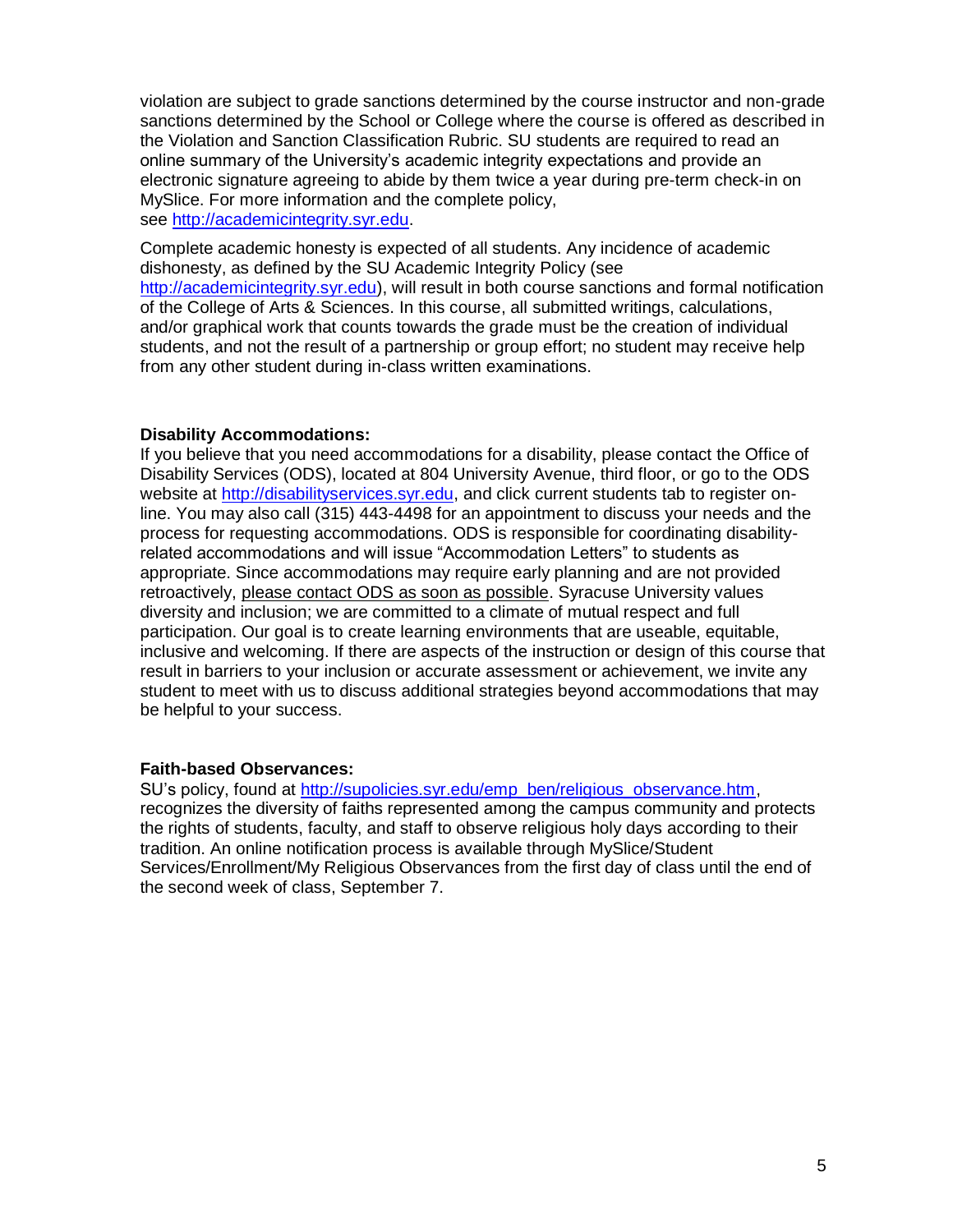violation are subject to grade sanctions determined by the course instructor and non-grade sanctions determined by the School or College where the course is offered as described in the Violation and Sanction Classification Rubric. SU students are required to read an online summary of the University's academic integrity expectations and provide an electronic signature agreeing to abide by them twice a year during pre-term check-in on MySlice. For more information and the complete policy, see http://academicintegrity.syr.edu.

Complete academic honesty is expected of all students. Any incidence of academic dishonesty, as defined by the SU Academic Integrity Policy (see http://academicintegrity.syr.edu), will result in both course sanctions and formal notification of the College of Arts & Sciences. In this course, all submitted writings, calculations, and/or graphical work that counts towards the grade must be the creation of individual students, and not the result of a partnership or group effort; no student may receive help from any other student during in-class written examinations.

**Disability Accommodations:**
If you believe that you need accommodations for a disability, please contact the Office of Disability Services (ODS), located at 804 University Avenue, third floor, or go to the ODS website at http://disabilityservices.syr.edu, and click current students tab to register on-line. You may also call (315) 443-4498 for an appointment to discuss your needs and the process for requesting accommodations. ODS is responsible for coordinating disability-related accommodations and will issue "Accommodation Letters" to students as appropriate. Since accommodations may require early planning and are not provided retroactively, please contact ODS as soon as possible. Syracuse University values diversity and inclusion; we are committed to a climate of mutual respect and full participation. Our goal is to create learning environments that are useable, equitable, inclusive and welcoming. If there are aspects of the instruction or design of this course that result in barriers to your inclusion or accurate assessment or achievement, we invite any student to meet with us to discuss additional strategies beyond accommodations that may be helpful to your success.

**Faith-based Observances:**
SU's policy, found at http://supolicies.syr.edu/emp_ben/religious_observance.htm, recognizes the diversity of faiths represented among the campus community and protects the rights of students, faculty, and staff to observe religious holy days according to their tradition. An online notification process is available through MySlice/Student Services/Enrollment/My Religious Observances from the first day of class until the end of the second week of class, September 7.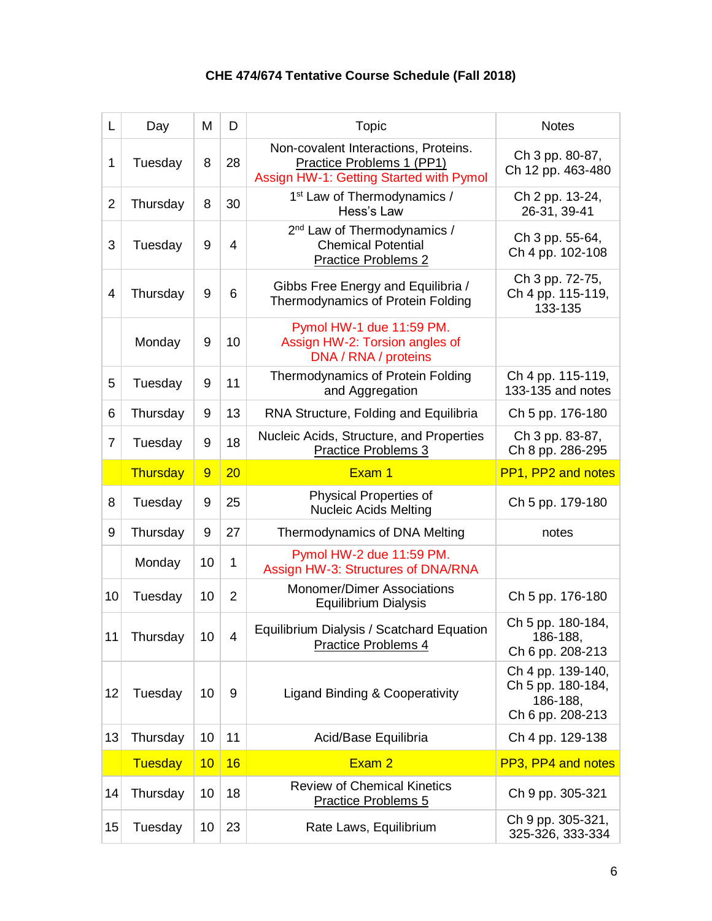### CHE 474/674 Tentative Course Schedule (Fall 2018)

| L | Day | M | D | Topic | Notes |
|---|---|---|---|---|---|
| 1 | Tuesday | 8 | 28 | Non-covalent Interactions, Proteins. Practice Problems 1 (PP1) Assign HW-1: Getting Started with Pymol | Ch 3 pp. 80-87, Ch 12 pp. 463-480 |
| 2 | Thursday | 8 | 30 | 1st Law of Thermodynamics / Hess's Law | Ch 2 pp. 13-24, 26-31, 39-41 |
| 3 | Tuesday | 9 | 4 | 2nd Law of Thermodynamics / Chemical Potential Practice Problems 2 | Ch 3 pp. 55-64, Ch 4 pp. 102-108 |
| 4 | Thursday | 9 | 6 | Gibbs Free Energy and Equilibria / Thermodynamics of Protein Folding | Ch 3 pp. 72-75, Ch 4 pp. 115-119, 133-135 |
| | Monday | 9 | 10 | Pymol HW-1 due 11:59 PM. Assign HW-2: Torsion angles of DNA / RNA / proteins | |
| 5 | Tuesday | 9 | 11 | Thermodynamics of Protein Folding and Aggregation | Ch 4 pp. 115-119, 133-135 and notes |
| 6 | Thursday | 9 | 13 | RNA Structure, Folding and Equilibria | Ch 5 pp. 176-180 |
| 7 | Tuesday | 9 | 18 | Nucleic Acids, Structure, and Properties Practice Problems 3 | Ch 3 pp. 83-87, Ch 8 pp. 286-295 |
| | Thursday | 9 | 20 | Exam 1 | PP1, PP2 and notes |
| 8 | Tuesday | 9 | 25 | Physical Properties of Nucleic Acids Melting | Ch 5 pp. 179-180 |
| 9 | Thursday | 9 | 27 | Thermodynamics of DNA Melting | notes |
| | Monday | 10 | 1 | Pymol HW-2 due 11:59 PM. Assign HW-3: Structures of DNA/RNA | |
| 10 | Tuesday | 10 | 2 | Monomer/Dimer Associations Equilibrium Dialysis | Ch 5 pp. 176-180 |
| 11 | Thursday | 10 | 4 | Equilibrium Dialysis / Scatchard Equation Practice Problems 4 | Ch 5 pp. 180-184, 186-188, Ch 6 pp. 208-213 |
| 12 | Tuesday | 10 | 9 | Ligand Binding & Cooperativity | Ch 4 pp. 139-140, Ch 5 pp. 180-184, 186-188, Ch 6 pp. 208-213 |
| 13 | Thursday | 10 | 11 | Acid/Base Equilibria | Ch 4 pp. 129-138 |
| | Tuesday | 10 | 16 | Exam 2 | PP3, PP4 and notes |
| 14 | Thursday | 10 | 18 | Review of Chemical Kinetics Practice Problems 5 | Ch 9 pp. 305-321 |
| 15 | Tuesday | 10 | 23 | Rate Laws, Equilibrium | Ch 9 pp. 305-321, 325-326, 333-334 |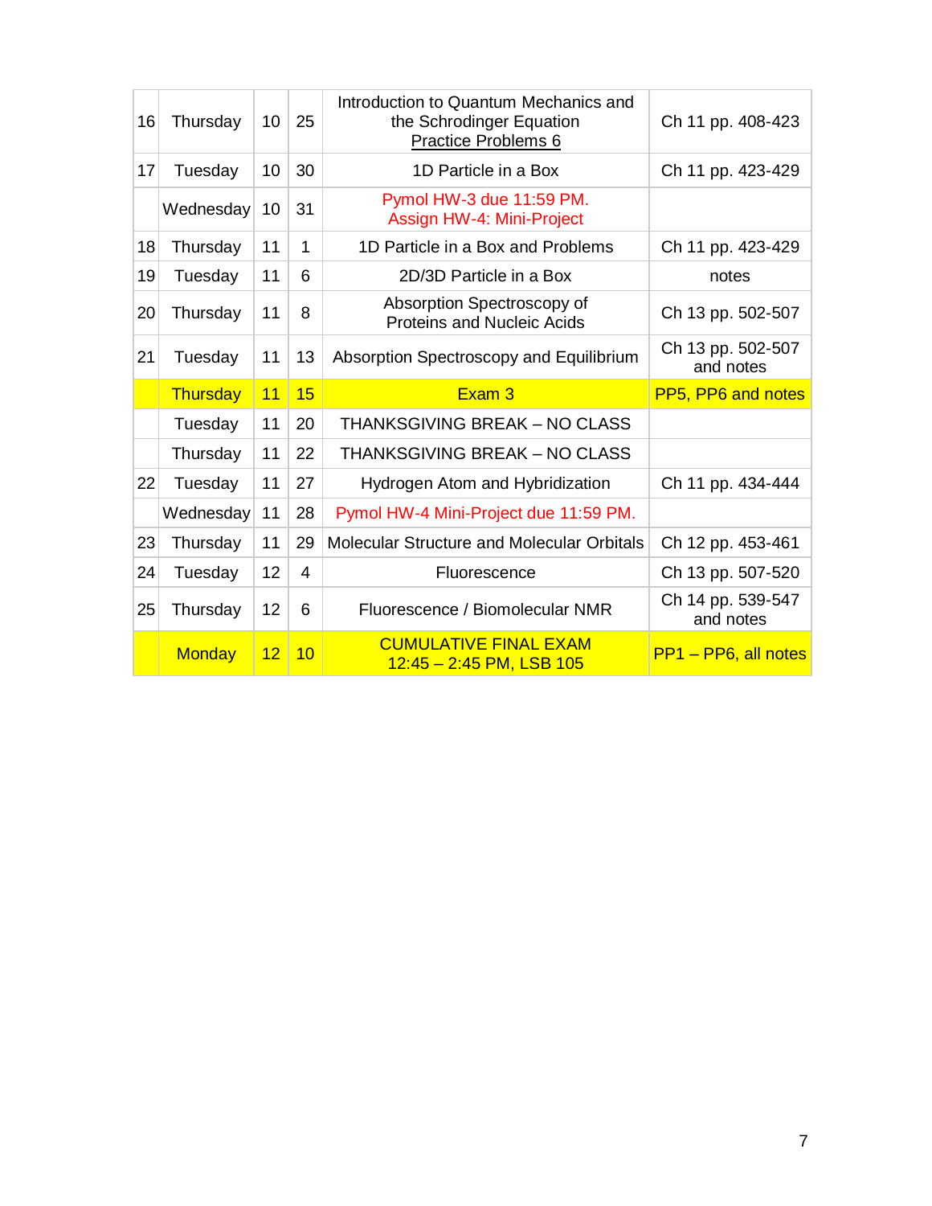| | | | | | |
|---|---|---|---|---|---|
| 16 | Thursday | 10 | 25 | Introduction to Quantum Mechanics and the Schrodinger Equation<br>Practice Problems 6 | Ch 11 pp. 408-423 |
| 17 | Tuesday | 10 | 30 | 1D Particle in a Box | Ch 11 pp. 423-429 |
| | Wednesday | 10 | 31 | Pymol HW-3 due 11:59 PM.<br>Assign HW-4: Mini-Project | |
| 18 | Thursday | 11 | 1 | 1D Particle in a Box and Problems | Ch 11 pp. 423-429 |
| 19 | Tuesday | 11 | 6 | 2D/3D Particle in a Box | notes |
| 20 | Thursday | 11 | 8 | Absorption Spectroscopy of Proteins and Nucleic Acids | Ch 13 pp. 502-507 |
| 21 | Tuesday | 11 | 13 | Absorption Spectroscopy and Equilibrium | Ch 13 pp. 502-507 and notes |
| | Thursday | 11 | 15 | Exam 3 | PP5, PP6 and notes |
| | Tuesday | 11 | 20 | THANKSGIVING BREAK – NO CLASS | |
| | Thursday | 11 | 22 | THANKSGIVING BREAK – NO CLASS | |
| 22 | Tuesday | 11 | 27 | Hydrogen Atom and Hybridization | Ch 11 pp. 434-444 |
| | Wednesday | 11 | 28 | Pymol HW-4 Mini-Project due 11:59 PM. | |
| 23 | Thursday | 11 | 29 | Molecular Structure and Molecular Orbitals | Ch 12 pp. 453-461 |
| 24 | Tuesday | 12 | 4 | Fluorescence | Ch 13 pp. 507-520 |
| 25 | Thursday | 12 | 6 | Fluorescence / Biomolecular NMR | Ch 14 pp. 539-547 and notes |
| | Monday | 12 | 10 | CUMULATIVE FINAL EXAM<br>12:45 – 2:45 PM, LSB 105 | PP1 – PP6, all notes |